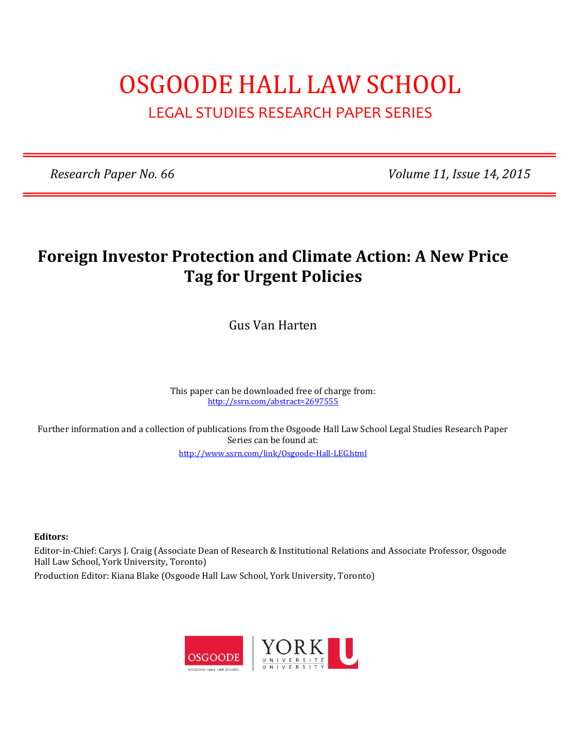# OSGOODE HALL LAW SCHOOL

## LEGAL STUDIES RESEARCH PAPER SERIES

*Research Paper No. 66* — *Volume 11, Issue 14, 2015*

# Foreign Investor Protection and Climate Action: A New Price Tag for Urgent Policies

Gus Van Harten

This paper can be downloaded free of charge from:
http://ssrn.com/abstract=2697555

Further information and a collection of publications from the Osgoode Hall Law School Legal Studies Research Paper Series can be found at:
http://www.ssrn.com/link/Osgoode-Hall-LEG.html

**Editors:**

Editor-in-Chief: Carys J. Craig (Associate Dean of Research & Institutional Relations and Associate Professor, Osgoode Hall Law School, York University, Toronto)

Production Editor: Kiana Blake (Osgoode Hall Law School, York University, Toronto)

OSGOODE HALL LAW SCHOOL | YORK UNIVERSITÉ UNIVERSITY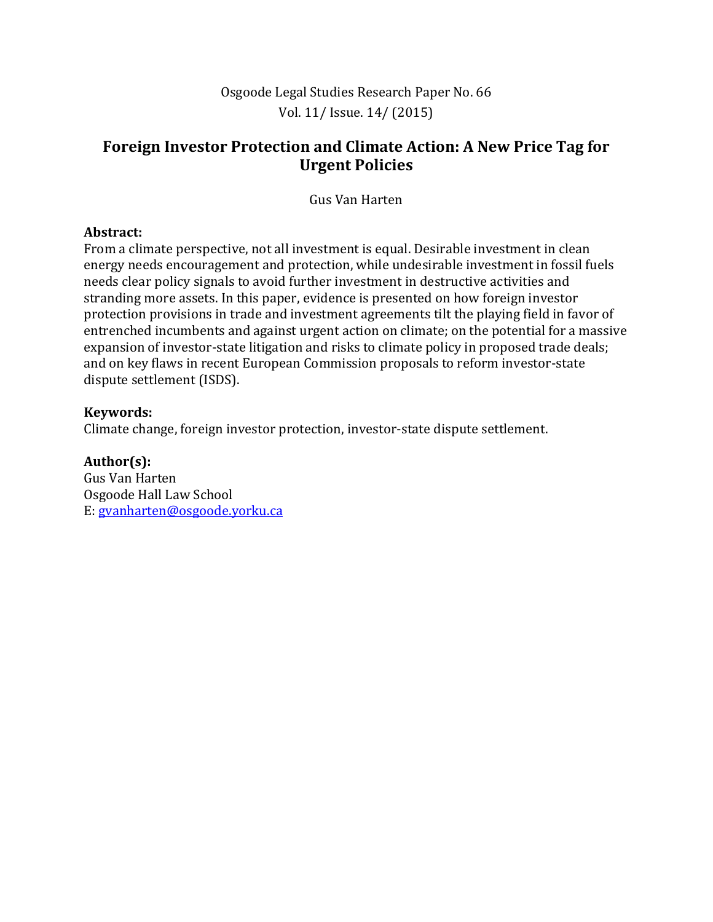Osgoode Legal Studies Research Paper No. 66
Vol. 11/ Issue. 14/ (2015)

# Foreign Investor Protection and Climate Action: A New Price Tag for Urgent Policies

Gus Van Harten

**Abstract:**
From a climate perspective, not all investment is equal. Desirable investment in clean energy needs encouragement and protection, while undesirable investment in fossil fuels needs clear policy signals to avoid further investment in destructive activities and stranding more assets. In this paper, evidence is presented on how foreign investor protection provisions in trade and investment agreements tilt the playing field in favor of entrenched incumbents and against urgent action on climate; on the potential for a massive expansion of investor-state litigation and risks to climate policy in proposed trade deals; and on key flaws in recent European Commission proposals to reform investor-state dispute settlement (ISDS).

**Keywords:**
Climate change, foreign investor protection, investor-state dispute settlement.

**Author(s):**
Gus Van Harten
Osgoode Hall Law School
E: gvanharten@osgoode.yorku.ca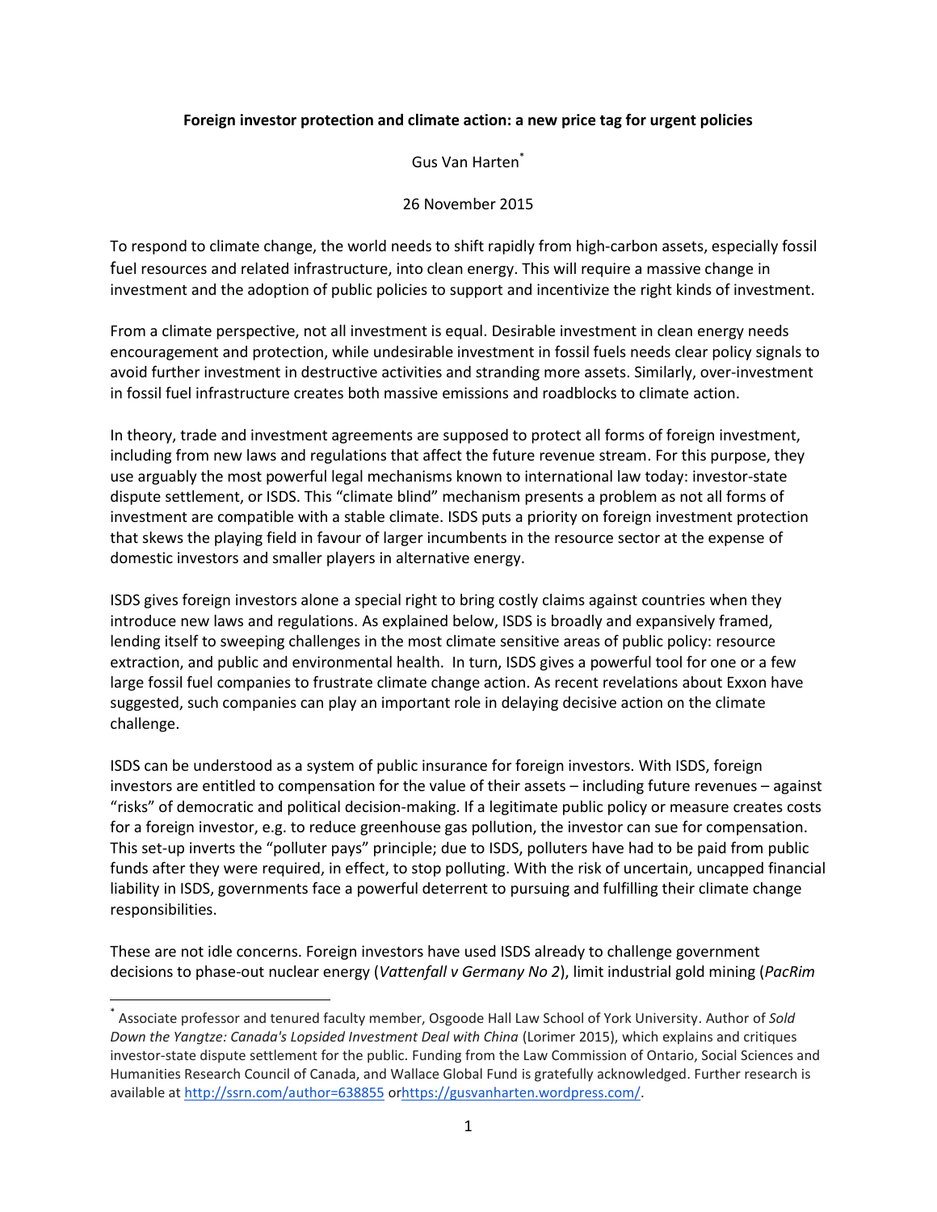**Foreign investor protection and climate action: a new price tag for urgent policies**

Gus Van Harten[*]

26 November 2015

To respond to climate change, the world needs to shift rapidly from high-carbon assets, especially fossil fuel resources and related infrastructure, into clean energy. This will require a massive change in investment and the adoption of public policies to support and incentivize the right kinds of investment.

From a climate perspective, not all investment is equal. Desirable investment in clean energy needs encouragement and protection, while undesirable investment in fossil fuels needs clear policy signals to avoid further investment in destructive activities and stranding more assets. Similarly, over-investment in fossil fuel infrastructure creates both massive emissions and roadblocks to climate action.

In theory, trade and investment agreements are supposed to protect all forms of foreign investment, including from new laws and regulations that affect the future revenue stream. For this purpose, they use arguably the most powerful legal mechanisms known to international law today: investor-state dispute settlement, or ISDS. This "climate blind" mechanism presents a problem as not all forms of investment are compatible with a stable climate. ISDS puts a priority on foreign investment protection that skews the playing field in favour of larger incumbents in the resource sector at the expense of domestic investors and smaller players in alternative energy.

ISDS gives foreign investors alone a special right to bring costly claims against countries when they introduce new laws and regulations. As explained below, ISDS is broadly and expansively framed, lending itself to sweeping challenges in the most climate sensitive areas of public policy: resource extraction, and public and environmental health. In turn, ISDS gives a powerful tool for one or a few large fossil fuel companies to frustrate climate change action. As recent revelations about Exxon have suggested, such companies can play an important role in delaying decisive action on the climate challenge.

ISDS can be understood as a system of public insurance for foreign investors. With ISDS, foreign investors are entitled to compensation for the value of their assets – including future revenues – against "risks" of democratic and political decision-making. If a legitimate public policy or measure creates costs for a foreign investor, e.g. to reduce greenhouse gas pollution, the investor can sue for compensation. This set-up inverts the "polluter pays" principle; due to ISDS, polluters have had to be paid from public funds after they were required, in effect, to stop polluting. With the risk of uncertain, uncapped financial liability in ISDS, governments face a powerful deterrent to pursuing and fulfilling their climate change responsibilities.

These are not idle concerns. Foreign investors have used ISDS already to challenge government decisions to phase-out nuclear energy (*Vattenfall v Germany No 2*), limit industrial gold mining (*PacRim*

---

[*] Associate professor and tenured faculty member, Osgoode Hall Law School of York University. Author of *Sold Down the Yangtze: Canada's Lopsided Investment Deal with China* (Lorimer 2015), which explains and critiques investor-state dispute settlement for the public. Funding from the Law Commission of Ontario, Social Sciences and Humanities Research Council of Canada, and Wallace Global Fund is gratefully acknowledged. Further research is available at http://ssrn.com/author=638855 orhttps://gusvanharten.wordpress.com/.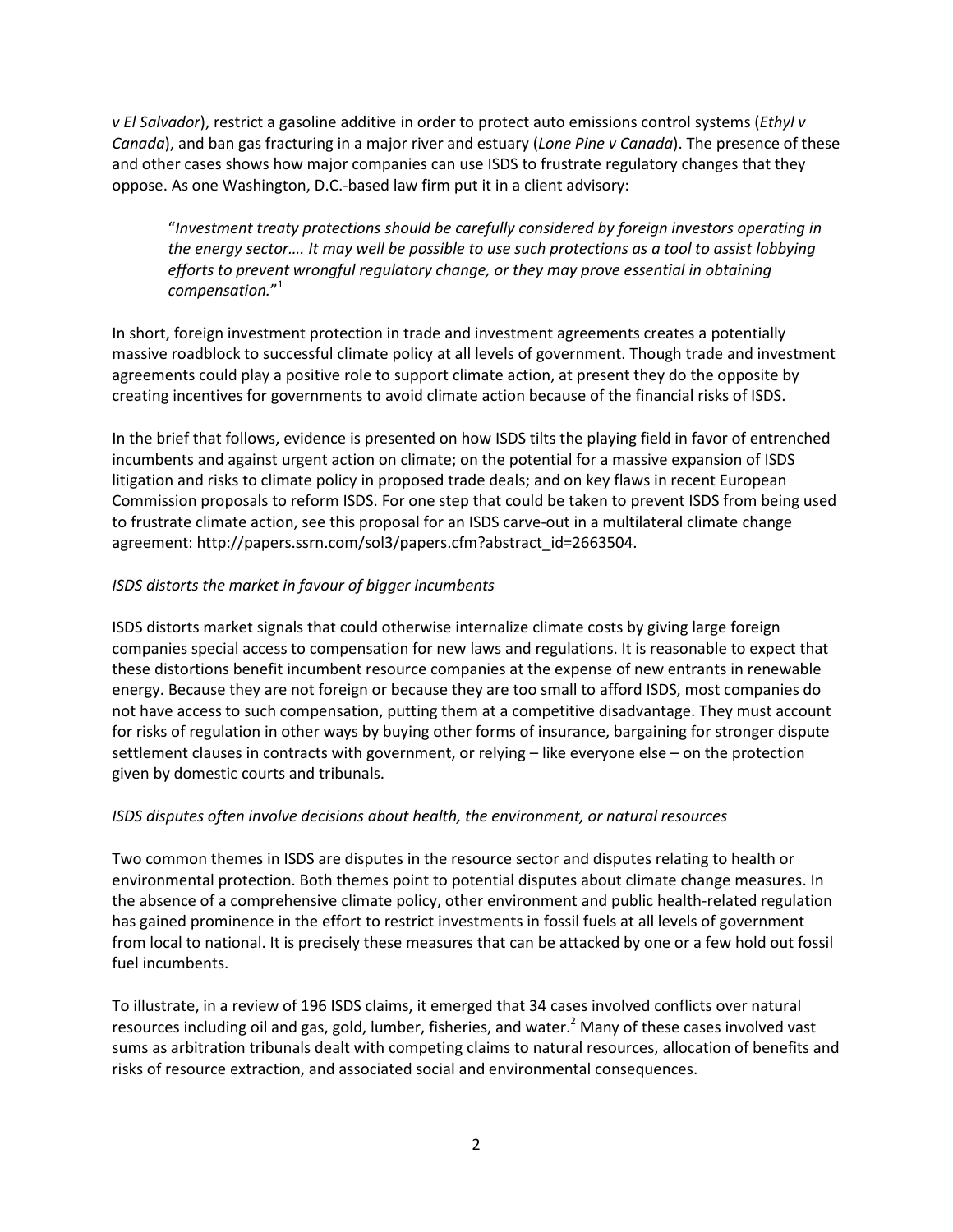*v El Salvador*), restrict a gasoline additive in order to protect auto emissions control systems (*Ethyl v Canada*), and ban gas fracturing in a major river and estuary (*Lone Pine v Canada*). The presence of these and other cases shows how major companies can use ISDS to frustrate regulatory changes that they oppose. As one Washington, D.C.-based law firm put it in a client advisory:

> "*Investment treaty protections should be carefully considered by foreign investors operating in the energy sector…. It may well be possible to use such protections as a tool to assist lobbying efforts to prevent wrongful regulatory change, or they may prove essential in obtaining compensation.*"[1]

In short, foreign investment protection in trade and investment agreements creates a potentially massive roadblock to successful climate policy at all levels of government. Though trade and investment agreements could play a positive role to support climate action, at present they do the opposite by creating incentives for governments to avoid climate action because of the financial risks of ISDS.

In the brief that follows, evidence is presented on how ISDS tilts the playing field in favor of entrenched incumbents and against urgent action on climate; on the potential for a massive expansion of ISDS litigation and risks to climate policy in proposed trade deals; and on key flaws in recent European Commission proposals to reform ISDS. For one step that could be taken to prevent ISDS from being used to frustrate climate action, see this proposal for an ISDS carve-out in a multilateral climate change agreement: http://papers.ssrn.com/sol3/papers.cfm?abstract_id=2663504.

*ISDS distorts the market in favour of bigger incumbents*

ISDS distorts market signals that could otherwise internalize climate costs by giving large foreign companies special access to compensation for new laws and regulations. It is reasonable to expect that these distortions benefit incumbent resource companies at the expense of new entrants in renewable energy. Because they are not foreign or because they are too small to afford ISDS, most companies do not have access to such compensation, putting them at a competitive disadvantage. They must account for risks of regulation in other ways by buying other forms of insurance, bargaining for stronger dispute settlement clauses in contracts with government, or relying – like everyone else – on the protection given by domestic courts and tribunals.

*ISDS disputes often involve decisions about health, the environment, or natural resources*

Two common themes in ISDS are disputes in the resource sector and disputes relating to health or environmental protection. Both themes point to potential disputes about climate change measures. In the absence of a comprehensive climate policy, other environment and public health-related regulation has gained prominence in the effort to restrict investments in fossil fuels at all levels of government from local to national. It is precisely these measures that can be attacked by one or a few hold out fossil fuel incumbents.

To illustrate, in a review of 196 ISDS claims, it emerged that 34 cases involved conflicts over natural resources including oil and gas, gold, lumber, fisheries, and water.[2] Many of these cases involved vast sums as arbitration tribunals dealt with competing claims to natural resources, allocation of benefits and risks of resource extraction, and associated social and environmental consequences.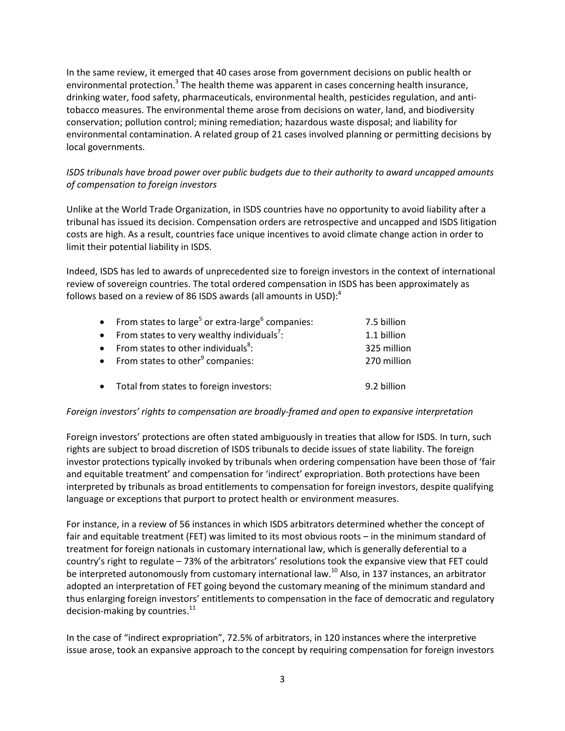In the same review, it emerged that 40 cases arose from government decisions on public health or environmental protection.[3] The health theme was apparent in cases concerning health insurance, drinking water, food safety, pharmaceuticals, environmental health, pesticides regulation, and anti-tobacco measures. The environmental theme arose from decisions on water, land, and biodiversity conservation; pollution control; mining remediation; hazardous waste disposal; and liability for environmental contamination. A related group of 21 cases involved planning or permitting decisions by local governments.

*ISDS tribunals have broad power over public budgets due to their authority to award uncapped amounts of compensation to foreign investors*

Unlike at the World Trade Organization, in ISDS countries have no opportunity to avoid liability after a tribunal has issued its decision. Compensation orders are retrospective and uncapped and ISDS litigation costs are high. As a result, countries face unique incentives to avoid climate change action in order to limit their potential liability in ISDS.

Indeed, ISDS has led to awards of unprecedented size to foreign investors in the context of international review of sovereign countries. The total ordered compensation in ISDS has been approximately as follows based on a review of 86 ISDS awards (all amounts in USD):[4]

- From states to large[5] or extra-large[6] companies: 7.5 billion
- From states to very wealthy individuals[7]: 1.1 billion
- From states to other individuals[8]: 325 million
- From states to other[9] companies: 270 million

- Total from states to foreign investors: 9.2 billion

*Foreign investors' rights to compensation are broadly-framed and open to expansive interpretation*

Foreign investors' protections are often stated ambiguously in treaties that allow for ISDS. In turn, such rights are subject to broad discretion of ISDS tribunals to decide issues of state liability. The foreign investor protections typically invoked by tribunals when ordering compensation have been those of 'fair and equitable treatment' and compensation for 'indirect' expropriation. Both protections have been interpreted by tribunals as broad entitlements to compensation for foreign investors, despite qualifying language or exceptions that purport to protect health or environment measures.

For instance, in a review of 56 instances in which ISDS arbitrators determined whether the concept of fair and equitable treatment (FET) was limited to its most obvious roots – in the minimum standard of treatment for foreign nationals in customary international law, which is generally deferential to a country's right to regulate – 73% of the arbitrators' resolutions took the expansive view that FET could be interpreted autonomously from customary international law.[10] Also, in 137 instances, an arbitrator adopted an interpretation of FET going beyond the customary meaning of the minimum standard and thus enlarging foreign investors' entitlements to compensation in the face of democratic and regulatory decision-making by countries.[11]

In the case of "indirect expropriation", 72.5% of arbitrators, in 120 instances where the interpretive issue arose, took an expansive approach to the concept by requiring compensation for foreign investors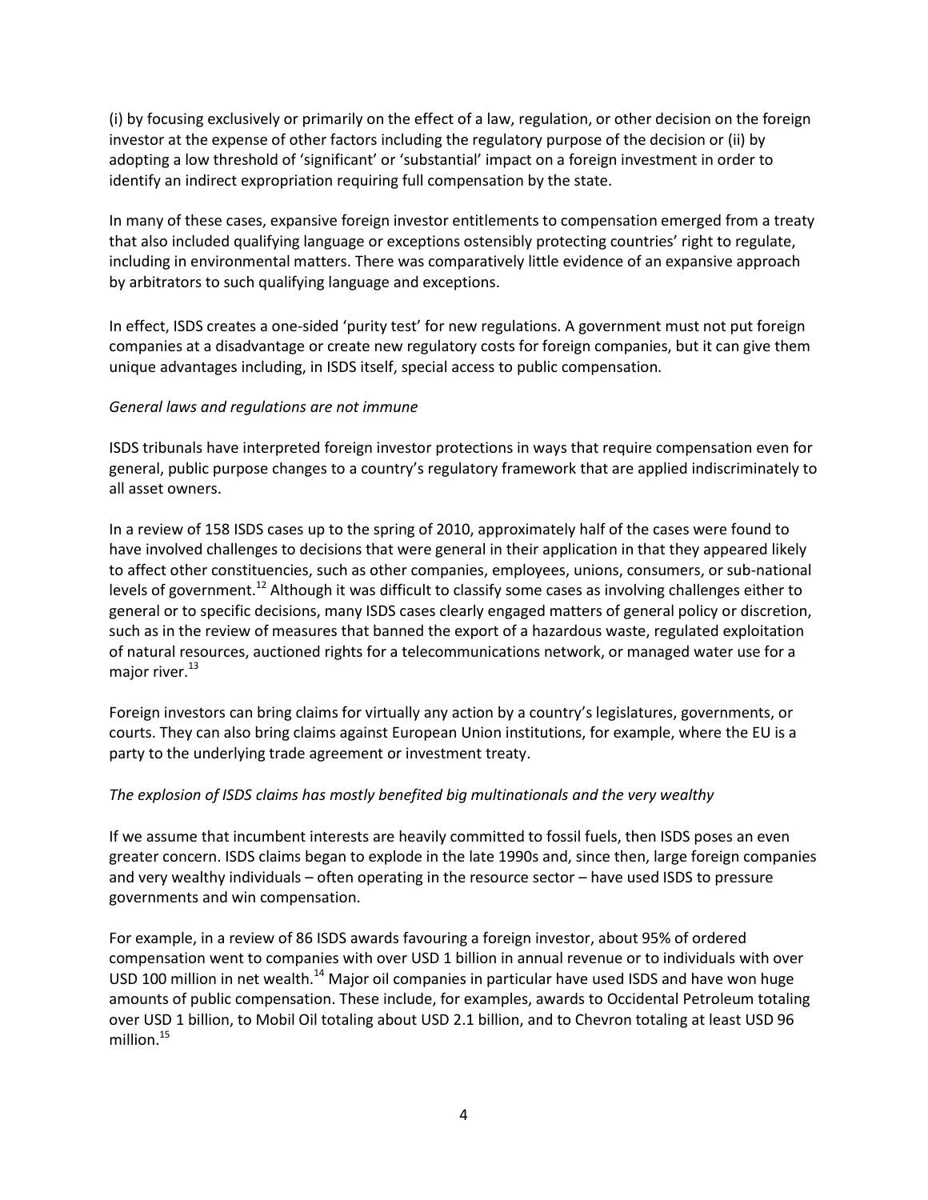(i) by focusing exclusively or primarily on the effect of a law, regulation, or other decision on the foreign investor at the expense of other factors including the regulatory purpose of the decision or (ii) by adopting a low threshold of 'significant' or 'substantial' impact on a foreign investment in order to identify an indirect expropriation requiring full compensation by the state.

In many of these cases, expansive foreign investor entitlements to compensation emerged from a treaty that also included qualifying language or exceptions ostensibly protecting countries' right to regulate, including in environmental matters. There was comparatively little evidence of an expansive approach by arbitrators to such qualifying language and exceptions.

In effect, ISDS creates a one-sided 'purity test' for new regulations. A government must not put foreign companies at a disadvantage or create new regulatory costs for foreign companies, but it can give them unique advantages including, in ISDS itself, special access to public compensation.

*General laws and regulations are not immune*

ISDS tribunals have interpreted foreign investor protections in ways that require compensation even for general, public purpose changes to a country's regulatory framework that are applied indiscriminately to all asset owners.

In a review of 158 ISDS cases up to the spring of 2010, approximately half of the cases were found to have involved challenges to decisions that were general in their application in that they appeared likely to affect other constituencies, such as other companies, employees, unions, consumers, or sub-national levels of government.[12] Although it was difficult to classify some cases as involving challenges either to general or to specific decisions, many ISDS cases clearly engaged matters of general policy or discretion, such as in the review of measures that banned the export of a hazardous waste, regulated exploitation of natural resources, auctioned rights for a telecommunications network, or managed water use for a major river.[13]

Foreign investors can bring claims for virtually any action by a country's legislatures, governments, or courts. They can also bring claims against European Union institutions, for example, where the EU is a party to the underlying trade agreement or investment treaty.

*The explosion of ISDS claims has mostly benefited big multinationals and the very wealthy*

If we assume that incumbent interests are heavily committed to fossil fuels, then ISDS poses an even greater concern. ISDS claims began to explode in the late 1990s and, since then, large foreign companies and very wealthy individuals – often operating in the resource sector – have used ISDS to pressure governments and win compensation.

For example, in a review of 86 ISDS awards favouring a foreign investor, about 95% of ordered compensation went to companies with over USD 1 billion in annual revenue or to individuals with over USD 100 million in net wealth.[14] Major oil companies in particular have used ISDS and have won huge amounts of public compensation. These include, for examples, awards to Occidental Petroleum totaling over USD 1 billion, to Mobil Oil totaling about USD 2.1 billion, and to Chevron totaling at least USD 96 million.[15]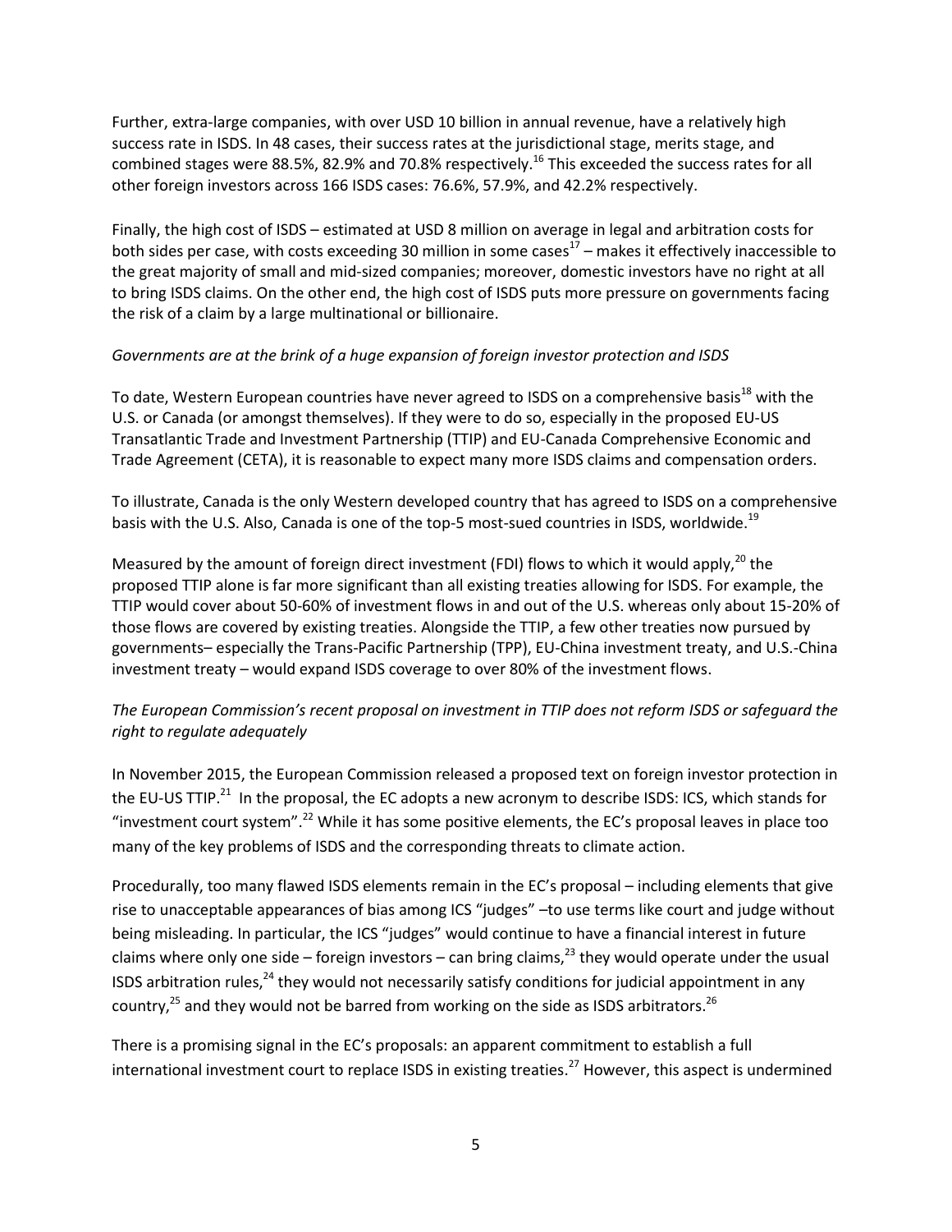Further, extra-large companies, with over USD 10 billion in annual revenue, have a relatively high success rate in ISDS. In 48 cases, their success rates at the jurisdictional stage, merits stage, and combined stages were 88.5%, 82.9% and 70.8% respectively.[16] This exceeded the success rates for all other foreign investors across 166 ISDS cases: 76.6%, 57.9%, and 42.2% respectively.

Finally, the high cost of ISDS – estimated at USD 8 million on average in legal and arbitration costs for both sides per case, with costs exceeding 30 million in some cases[17] – makes it effectively inaccessible to the great majority of small and mid-sized companies; moreover, domestic investors have no right at all to bring ISDS claims. On the other end, the high cost of ISDS puts more pressure on governments facing the risk of a claim by a large multinational or billionaire.

*Governments are at the brink of a huge expansion of foreign investor protection and ISDS*

To date, Western European countries have never agreed to ISDS on a comprehensive basis[18] with the U.S. or Canada (or amongst themselves). If they were to do so, especially in the proposed EU-US Transatlantic Trade and Investment Partnership (TTIP) and EU-Canada Comprehensive Economic and Trade Agreement (CETA), it is reasonable to expect many more ISDS claims and compensation orders.

To illustrate, Canada is the only Western developed country that has agreed to ISDS on a comprehensive basis with the U.S. Also, Canada is one of the top-5 most-sued countries in ISDS, worldwide.[19]

Measured by the amount of foreign direct investment (FDI) flows to which it would apply,[20] the proposed TTIP alone is far more significant than all existing treaties allowing for ISDS. For example, the TTIP would cover about 50-60% of investment flows in and out of the U.S. whereas only about 15-20% of those flows are covered by existing treaties. Alongside the TTIP, a few other treaties now pursued by governments– especially the Trans-Pacific Partnership (TPP), EU-China investment treaty, and U.S.-China investment treaty – would expand ISDS coverage to over 80% of the investment flows.

*The European Commission's recent proposal on investment in TTIP does not reform ISDS or safeguard the right to regulate adequately*

In November 2015, the European Commission released a proposed text on foreign investor protection in the EU-US TTIP.[21] In the proposal, the EC adopts a new acronym to describe ISDS: ICS, which stands for "investment court system".[22] While it has some positive elements, the EC's proposal leaves in place too many of the key problems of ISDS and the corresponding threats to climate action.

Procedurally, too many flawed ISDS elements remain in the EC's proposal – including elements that give rise to unacceptable appearances of bias among ICS "judges" –to use terms like court and judge without being misleading. In particular, the ICS "judges" would continue to have a financial interest in future claims where only one side – foreign investors – can bring claims,[23] they would operate under the usual ISDS arbitration rules,[24] they would not necessarily satisfy conditions for judicial appointment in any country,[25] and they would not be barred from working on the side as ISDS arbitrators.[26]

There is a promising signal in the EC's proposals: an apparent commitment to establish a full international investment court to replace ISDS in existing treaties.[27] However, this aspect is undermined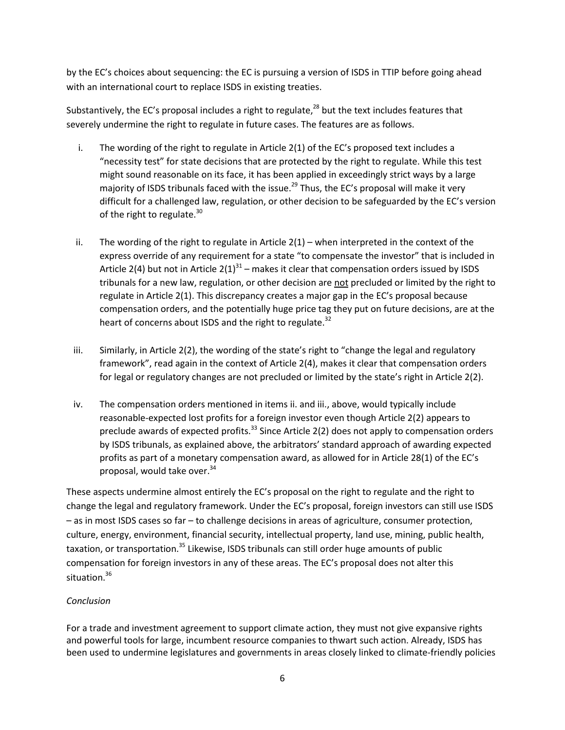by the EC's choices about sequencing: the EC is pursuing a version of ISDS in TTIP before going ahead with an international court to replace ISDS in existing treaties.

Substantively, the EC's proposal includes a right to regulate,[28] but the text includes features that severely undermine the right to regulate in future cases. The features are as follows.

i. The wording of the right to regulate in Article 2(1) of the EC's proposed text includes a "necessity test" for state decisions that are protected by the right to regulate. While this test might sound reasonable on its face, it has been applied in exceedingly strict ways by a large majority of ISDS tribunals faced with the issue.[29] Thus, the EC's proposal will make it very difficult for a challenged law, regulation, or other decision to be safeguarded by the EC's version of the right to regulate.[30]

ii. The wording of the right to regulate in Article 2(1) – when interpreted in the context of the express override of any requirement for a state "to compensate the investor" that is included in Article 2(4) but not in Article 2(1)[31] – makes it clear that compensation orders issued by ISDS tribunals for a new law, regulation, or other decision are <u>not</u> precluded or limited by the right to regulate in Article 2(1). This discrepancy creates a major gap in the EC's proposal because compensation orders, and the potentially huge price tag they put on future decisions, are at the heart of concerns about ISDS and the right to regulate.[32]

iii. Similarly, in Article 2(2), the wording of the state's right to "change the legal and regulatory framework", read again in the context of Article 2(4), makes it clear that compensation orders for legal or regulatory changes are not precluded or limited by the state's right in Article 2(2).

iv. The compensation orders mentioned in items ii. and iii., above, would typically include reasonable-expected lost profits for a foreign investor even though Article 2(2) appears to preclude awards of expected profits.[33] Since Article 2(2) does not apply to compensation orders by ISDS tribunals, as explained above, the arbitrators' standard approach of awarding expected profits as part of a monetary compensation award, as allowed for in Article 28(1) of the EC's proposal, would take over.[34]

These aspects undermine almost entirely the EC's proposal on the right to regulate and the right to change the legal and regulatory framework. Under the EC's proposal, foreign investors can still use ISDS – as in most ISDS cases so far – to challenge decisions in areas of agriculture, consumer protection, culture, energy, environment, financial security, intellectual property, land use, mining, public health, taxation, or transportation.[35] Likewise, ISDS tribunals can still order huge amounts of public compensation for foreign investors in any of these areas. The EC's proposal does not alter this situation.[36]

*Conclusion*

For a trade and investment agreement to support climate action, they must not give expansive rights and powerful tools for large, incumbent resource companies to thwart such action. Already, ISDS has been used to undermine legislatures and governments in areas closely linked to climate-friendly policies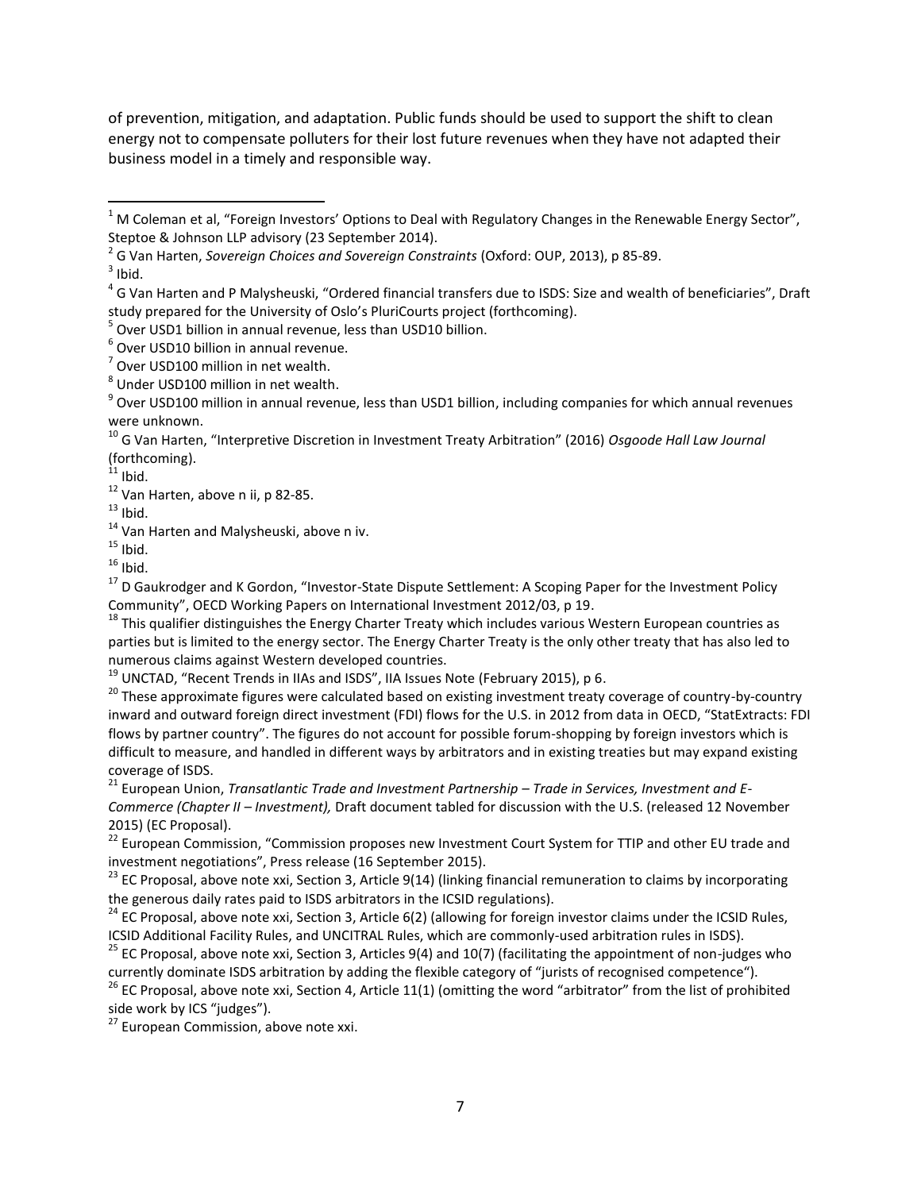of prevention, mitigation, and adaptation. Public funds should be used to support the shift to clean energy not to compensate polluters for their lost future revenues when they have not adapted their business model in a timely and responsible way.

---

[1] M Coleman et al, "Foreign Investors' Options to Deal with Regulatory Changes in the Renewable Energy Sector", Steptoe & Johnson LLP advisory (23 September 2014).

[2] G Van Harten, *Sovereign Choices and Sovereign Constraints* (Oxford: OUP, 2013), p 85-89.

[3] Ibid.

[4] G Van Harten and P Malysheuski, "Ordered financial transfers due to ISDS: Size and wealth of beneficiaries", Draft study prepared for the University of Oslo's PluriCourts project (forthcoming).

[5] Over USD1 billion in annual revenue, less than USD10 billion.

[6] Over USD10 billion in annual revenue.

[7] Over USD100 million in net wealth.

[8] Under USD100 million in net wealth.

[9] Over USD100 million in annual revenue, less than USD1 billion, including companies for which annual revenues were unknown.

[10] G Van Harten, "Interpretive Discretion in Investment Treaty Arbitration" (2016) *Osgoode Hall Law Journal* (forthcoming).

[11] Ibid.

[12] Van Harten, above n ii, p 82-85.

[13] Ibid.

[14] Van Harten and Malysheuski, above n iv.

[15] Ibid.

[16] Ibid.

[17] D Gaukrodger and K Gordon, "Investor-State Dispute Settlement: A Scoping Paper for the Investment Policy Community", OECD Working Papers on International Investment 2012/03, p 19.

[18] This qualifier distinguishes the Energy Charter Treaty which includes various Western European countries as parties but is limited to the energy sector. The Energy Charter Treaty is the only other treaty that has also led to numerous claims against Western developed countries.

[19] UNCTAD, "Recent Trends in IIAs and ISDS", IIA Issues Note (February 2015), p 6.

[20] These approximate figures were calculated based on existing investment treaty coverage of country-by-country inward and outward foreign direct investment (FDI) flows for the U.S. in 2012 from data in OECD, "StatExtracts: FDI flows by partner country". The figures do not account for possible forum-shopping by foreign investors which is difficult to measure, and handled in different ways by arbitrators and in existing treaties but may expand existing coverage of ISDS.

[21] European Union, *Transatlantic Trade and Investment Partnership – Trade in Services, Investment and E-Commerce (Chapter II – Investment),* Draft document tabled for discussion with the U.S. (released 12 November 2015) (EC Proposal).

[22] European Commission, "Commission proposes new Investment Court System for TTIP and other EU trade and investment negotiations", Press release (16 September 2015).

[23] EC Proposal, above note xxi, Section 3, Article 9(14) (linking financial remuneration to claims by incorporating the generous daily rates paid to ISDS arbitrators in the ICSID regulations).

[24] EC Proposal, above note xxi, Section 3, Article 6(2) (allowing for foreign investor claims under the ICSID Rules, ICSID Additional Facility Rules, and UNCITRAL Rules, which are commonly-used arbitration rules in ISDS).

[25] EC Proposal, above note xxi, Section 3, Articles 9(4) and 10(7) (facilitating the appointment of non-judges who currently dominate ISDS arbitration by adding the flexible category of "jurists of recognised competence").

[26] EC Proposal, above note xxi, Section 4, Article 11(1) (omitting the word "arbitrator" from the list of prohibited side work by ICS "judges").

[27] European Commission, above note xxi.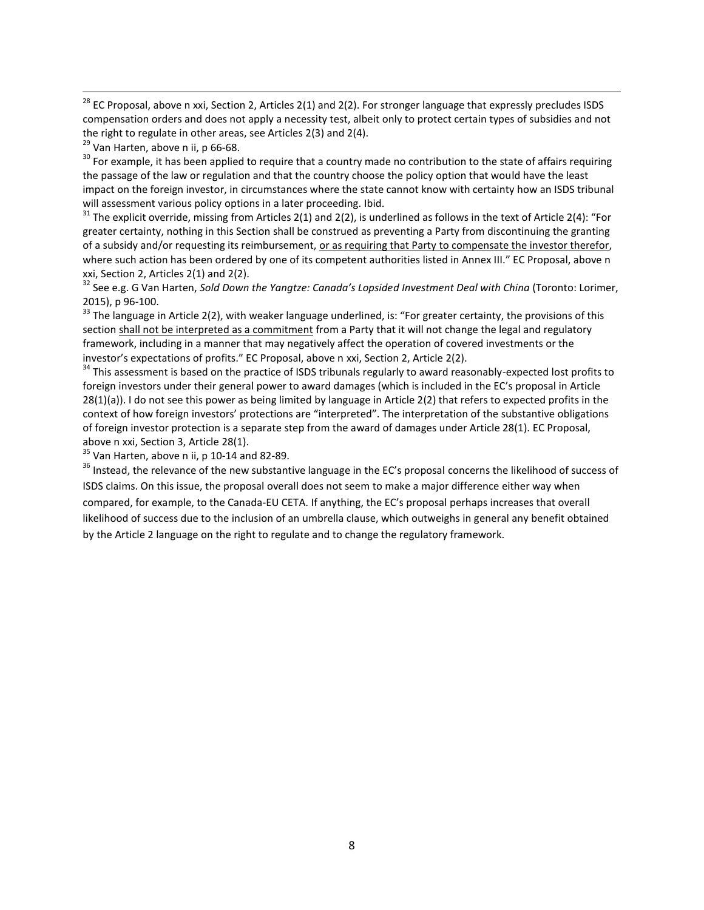[28] EC Proposal, above n xxi, Section 2, Articles 2(1) and 2(2). For stronger language that expressly precludes ISDS compensation orders and does not apply a necessity test, albeit only to protect certain types of subsidies and not the right to regulate in other areas, see Articles 2(3) and 2(4).

[29] Van Harten, above n ii, p 66-68.

[30] For example, it has been applied to require that a country made no contribution to the state of affairs requiring the passage of the law or regulation and that the country choose the policy option that would have the least impact on the foreign investor, in circumstances where the state cannot know with certainty how an ISDS tribunal will assessment various policy options in a later proceeding. Ibid.

[31] The explicit override, missing from Articles 2(1) and 2(2), is underlined as follows in the text of Article 2(4): "For greater certainty, nothing in this Section shall be construed as preventing a Party from discontinuing the granting of a subsidy and/or requesting its reimbursement, <u>or as requiring that Party to compensate the investor therefor</u>, where such action has been ordered by one of its competent authorities listed in Annex III." EC Proposal, above n xxi, Section 2, Articles 2(1) and 2(2).

[32] See e.g. G Van Harten, *Sold Down the Yangtze: Canada's Lopsided Investment Deal with China* (Toronto: Lorimer, 2015), p 96-100.

[33] The language in Article 2(2), with weaker language underlined, is: "For greater certainty, the provisions of this section <u>shall not be interpreted as a commitment</u> from a Party that it will not change the legal and regulatory framework, including in a manner that may negatively affect the operation of covered investments or the investor's expectations of profits." EC Proposal, above n xxi, Section 2, Article 2(2).

[34] This assessment is based on the practice of ISDS tribunals regularly to award reasonably-expected lost profits to foreign investors under their general power to award damages (which is included in the EC's proposal in Article 28(1)(a)). I do not see this power as being limited by language in Article 2(2) that refers to expected profits in the context of how foreign investors' protections are "interpreted". The interpretation of the substantive obligations of foreign investor protection is a separate step from the award of damages under Article 28(1). EC Proposal, above n xxi, Section 3, Article 28(1).

[35] Van Harten, above n ii, p 10-14 and 82-89.

[36] Instead, the relevance of the new substantive language in the EC's proposal concerns the likelihood of success of ISDS claims. On this issue, the proposal overall does not seem to make a major difference either way when compared, for example, to the Canada-EU CETA. If anything, the EC's proposal perhaps increases that overall likelihood of success due to the inclusion of an umbrella clause, which outweighs in general any benefit obtained by the Article 2 language on the right to regulate and to change the regulatory framework.